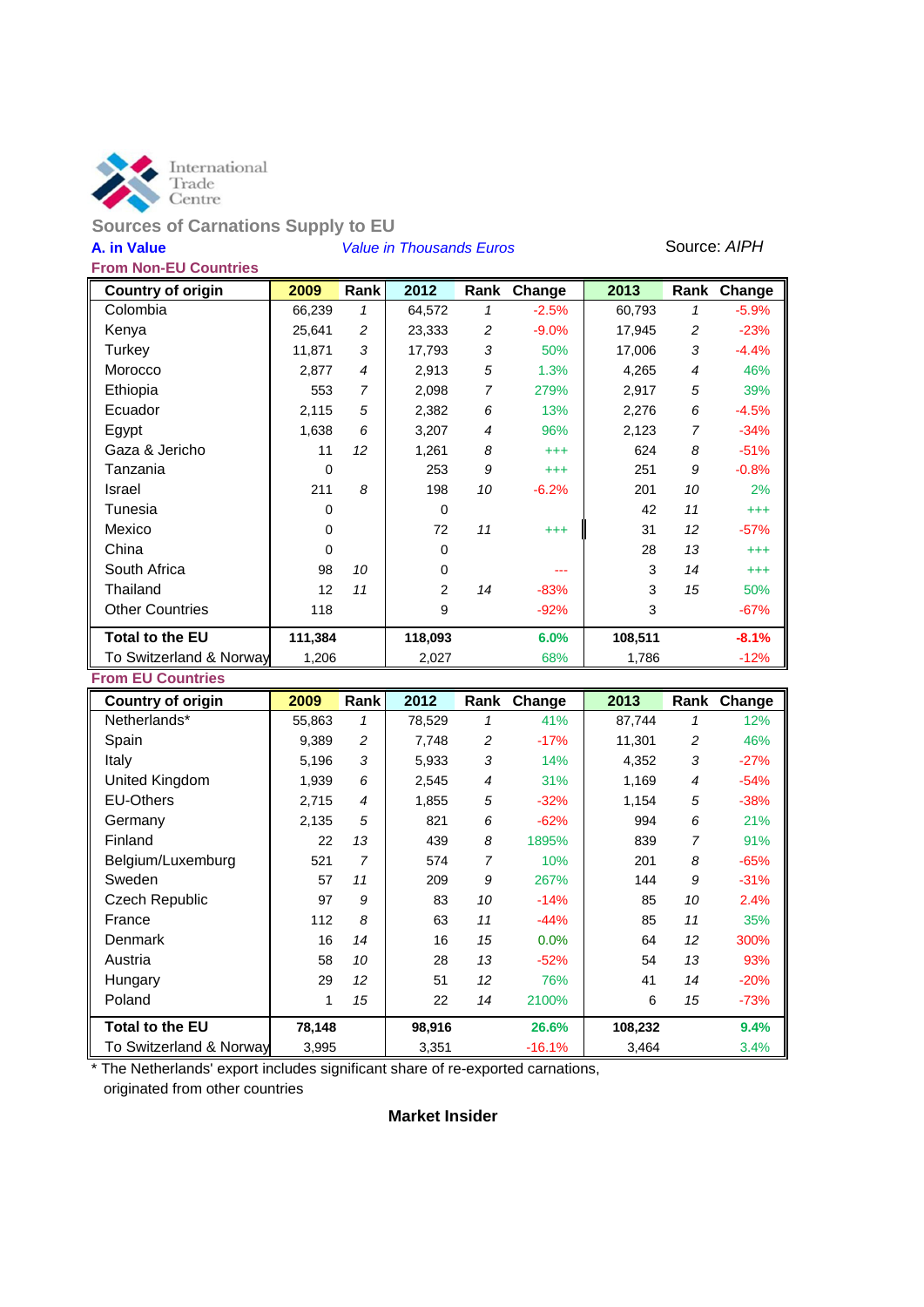International Trade Centre

## Sources of Carnations Supply to EU

**A. in Value** *Value in Thousands Euros* Source: *AIPH*

**From Non-EU Countries**

| Country of origin | 2009 | Rank | 2012 | Rank | Change | 2013 | Rank | Change |
|---|---|---|---|---|---|---|---|---|
| Colombia | 66,239 | 1 | 64,572 | 1 | -2.5% | 60,793 | 1 | -5.9% |
| Kenya | 25,641 | 2 | 23,333 | 2 | -9.0% | 17,945 | 2 | -23% |
| Turkey | 11,871 | 3 | 17,793 | 3 | 50% | 17,006 | 3 | -4.4% |
| Morocco | 2,877 | 4 | 2,913 | 5 | 1.3% | 4,265 | 4 | 46% |
| Ethiopia | 553 | 7 | 2,098 | 7 | 279% | 2,917 | 5 | 39% |
| Ecuador | 2,115 | 5 | 2,382 | 6 | 13% | 2,276 | 6 | -4.5% |
| Egypt | 1,638 | 6 | 3,207 | 4 | 96% | 2,123 | 7 | -34% |
| Gaza & Jericho | 11 | 12 | 1,261 | 8 | +++ | 624 | 8 | -51% |
| Tanzania | 0 | | 253 | 9 | +++ | 251 | 9 | -0.8% |
| Israel | 211 | 8 | 198 | 10 | -6.2% | 201 | 10 | 2% |
| Tunesia | 0 | | 0 | | | 42 | 11 | +++ |
| Mexico | 0 | | 72 | 11 | +++ | 31 | 12 | -57% |
| China | 0 | | 0 | | | 28 | 13 | +++ |
| South Africa | 98 | 10 | 0 | | --- | 3 | 14 | +++ |
| Thailand | 12 | 11 | 2 | 14 | -83% | 3 | 15 | 50% |
| Other Countries | 118 | | 9 | | -92% | 3 | | -67% |
| **Total to the EU** | **111,384** | | **118,093** | | **6.0%** | **108,511** | | **-8.1%** |
| To Switzerland & Norway | 1,206 | | 2,027 | | 68% | 1,786 | | -12% |

**From EU Countries**

| Country of origin | 2009 | Rank | 2012 | Rank | Change | 2013 | Rank | Change |
|---|---|---|---|---|---|---|---|---|
| Netherlands* | 55,863 | 1 | 78,529 | 1 | 41% | 87,744 | 1 | 12% |
| Spain | 9,389 | 2 | 7,748 | 2 | -17% | 11,301 | 2 | 46% |
| Italy | 5,196 | 3 | 5,933 | 3 | 14% | 4,352 | 3 | -27% |
| United Kingdom | 1,939 | 6 | 2,545 | 4 | 31% | 1,169 | 4 | -54% |
| EU-Others | 2,715 | 4 | 1,855 | 5 | -32% | 1,154 | 5 | -38% |
| Germany | 2,135 | 5 | 821 | 6 | -62% | 994 | 6 | 21% |
| Finland | 22 | 13 | 439 | 8 | 1895% | 839 | 7 | 91% |
| Belgium/Luxemburg | 521 | 7 | 574 | 7 | 10% | 201 | 8 | -65% |
| Sweden | 57 | 11 | 209 | 9 | 267% | 144 | 9 | -31% |
| Czech Republic | 97 | 9 | 83 | 10 | -14% | 85 | 10 | 2.4% |
| France | 112 | 8 | 63 | 11 | -44% | 85 | 11 | 35% |
| Denmark | 16 | 14 | 16 | 15 | 0.0% | 64 | 12 | 300% |
| Austria | 58 | 10 | 28 | 13 | -52% | 54 | 13 | 93% |
| Hungary | 29 | 12 | 51 | 12 | 76% | 41 | 14 | -20% |
| Poland | 1 | 15 | 22 | 14 | 2100% | 6 | 15 | -73% |
| **Total to the EU** | **78,148** | | **98,916** | | **26.6%** | **108,232** | | **9.4%** |
| To Switzerland & Norway | 3,995 | | 3,351 | | -16.1% | 3,464 | | 3.4% |

* The Netherlands' export includes significant share of re-exported carnations, originated from other countries

**Market Insider**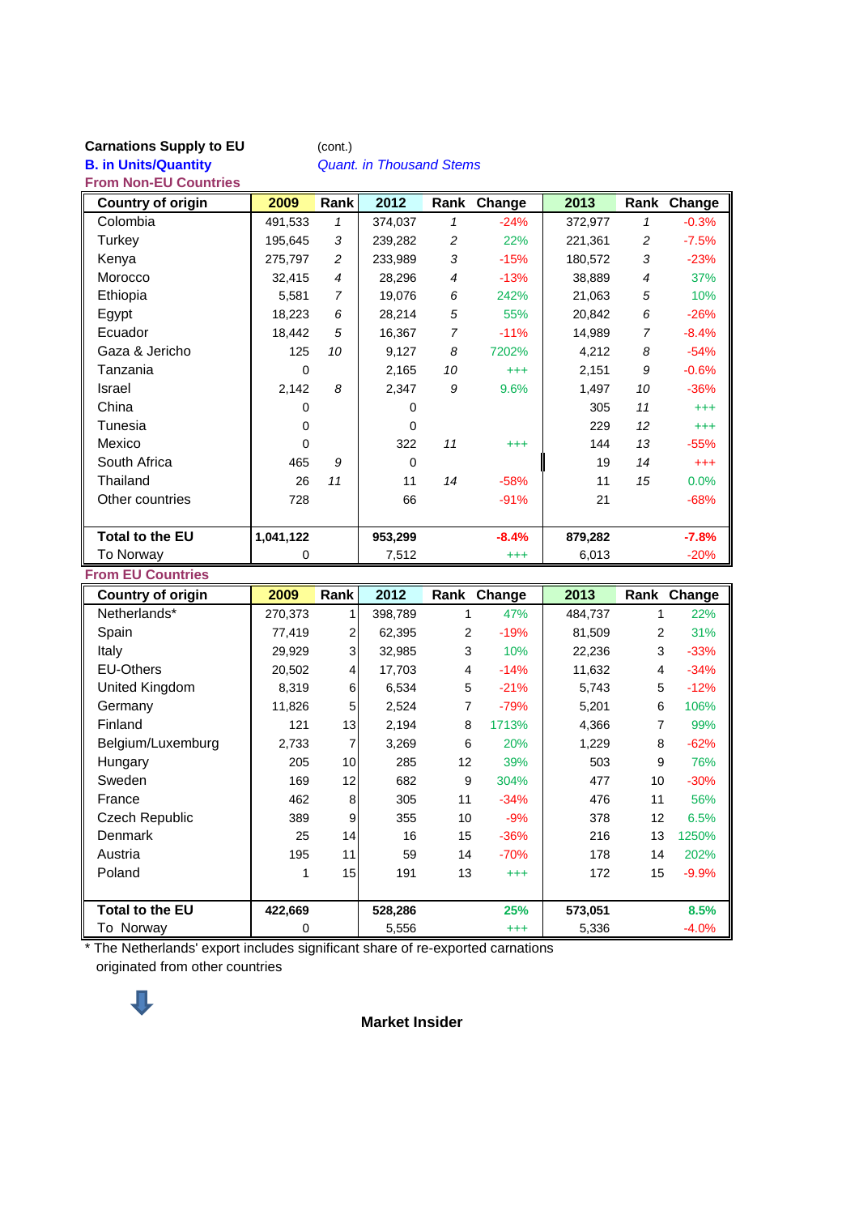**Carnations Supply to EU** (cont.)

**B. in Units/Quantity** *Quant. in Thousand Stems*

**From Non-EU Countries**

| Country of origin | 2009 | Rank | 2012 | Rank | Change | 2013 | Rank | Change |
|---|---|---|---|---|---|---|---|---|
| Colombia | 491,533 | 1 | 374,037 | 1 | -24% | 372,977 | 1 | -0.3% |
| Turkey | 195,645 | 3 | 239,282 | 2 | 22% | 221,361 | 2 | -7.5% |
| Kenya | 275,797 | 2 | 233,989 | 3 | -15% | 180,572 | 3 | -23% |
| Morocco | 32,415 | 4 | 28,296 | 4 | -13% | 38,889 | 4 | 37% |
| Ethiopia | 5,581 | 7 | 19,076 | 6 | 242% | 21,063 | 5 | 10% |
| Egypt | 18,223 | 6 | 28,214 | 5 | 55% | 20,842 | 6 | -26% |
| Ecuador | 18,442 | 5 | 16,367 | 7 | -11% | 14,989 | 7 | -8.4% |
| Gaza & Jericho | 125 | 10 | 9,127 | 8 | 7202% | 4,212 | 8 | -54% |
| Tanzania | 0 | | 2,165 | 10 | +++ | 2,151 | 9 | -0.6% |
| Israel | 2,142 | 8 | 2,347 | 9 | 9.6% | 1,497 | 10 | -36% |
| China | 0 | | 0 | | | 305 | 11 | +++ |
| Tunesia | 0 | | 0 | | | 229 | 12 | +++ |
| Mexico | 0 | | 322 | 11 | +++ | 144 | 13 | -55% |
| South Africa | 465 | 9 | 0 | | | 19 | 14 | +++ |
| Thailand | 26 | 11 | 11 | 14 | -58% | 11 | 15 | 0.0% |
| Other countries | 728 | | 66 | | -91% | 21 | | -68% |
| **Total to the EU** | **1,041,122** | | **953,299** | | **-8.4%** | **879,282** | | **-7.8%** |
| To Norway | 0 | | 7,512 | | +++ | 6,013 | | -20% |

**From EU Countries**

| Country of origin | 2009 | Rank | 2012 | Rank | Change | 2013 | Rank | Change |
|---|---|---|---|---|---|---|---|---|
| Netherlands* | 270,373 | 1 | 398,789 | 1 | 47% | 484,737 | 1 | 22% |
| Spain | 77,419 | 2 | 62,395 | 2 | -19% | 81,509 | 2 | 31% |
| Italy | 29,929 | 3 | 32,985 | 3 | 10% | 22,236 | 3 | -33% |
| EU-Others | 20,502 | 4 | 17,703 | 4 | -14% | 11,632 | 4 | -34% |
| United Kingdom | 8,319 | 6 | 6,534 | 5 | -21% | 5,743 | 5 | -12% |
| Germany | 11,826 | 5 | 2,524 | 7 | -79% | 5,201 | 6 | 106% |
| Finland | 121 | 13 | 2,194 | 8 | 1713% | 4,366 | 7 | 99% |
| Belgium/Luxemburg | 2,733 | 7 | 3,269 | 6 | 20% | 1,229 | 8 | -62% |
| Hungary | 205 | 10 | 285 | 12 | 39% | 503 | 9 | 76% |
| Sweden | 169 | 12 | 682 | 9 | 304% | 477 | 10 | -30% |
| France | 462 | 8 | 305 | 11 | -34% | 476 | 11 | 56% |
| Czech Republic | 389 | 9 | 355 | 10 | -9% | 378 | 12 | 6.5% |
| Denmark | 25 | 14 | 16 | 15 | -36% | 216 | 13 | 1250% |
| Austria | 195 | 11 | 59 | 14 | -70% | 178 | 14 | 202% |
| Poland | 1 | 15 | 191 | 13 | +++ | 172 | 15 | -9.9% |
| **Total to the EU** | **422,669** | | **528,286** | | **25%** | **573,051** | | **8.5%** |
| To Norway | 0 | | 5,556 | | +++ | 5,336 | | -4.0% |

* The Netherlands' export includes significant share of re-exported carnations originated from other countries

**Market Insider**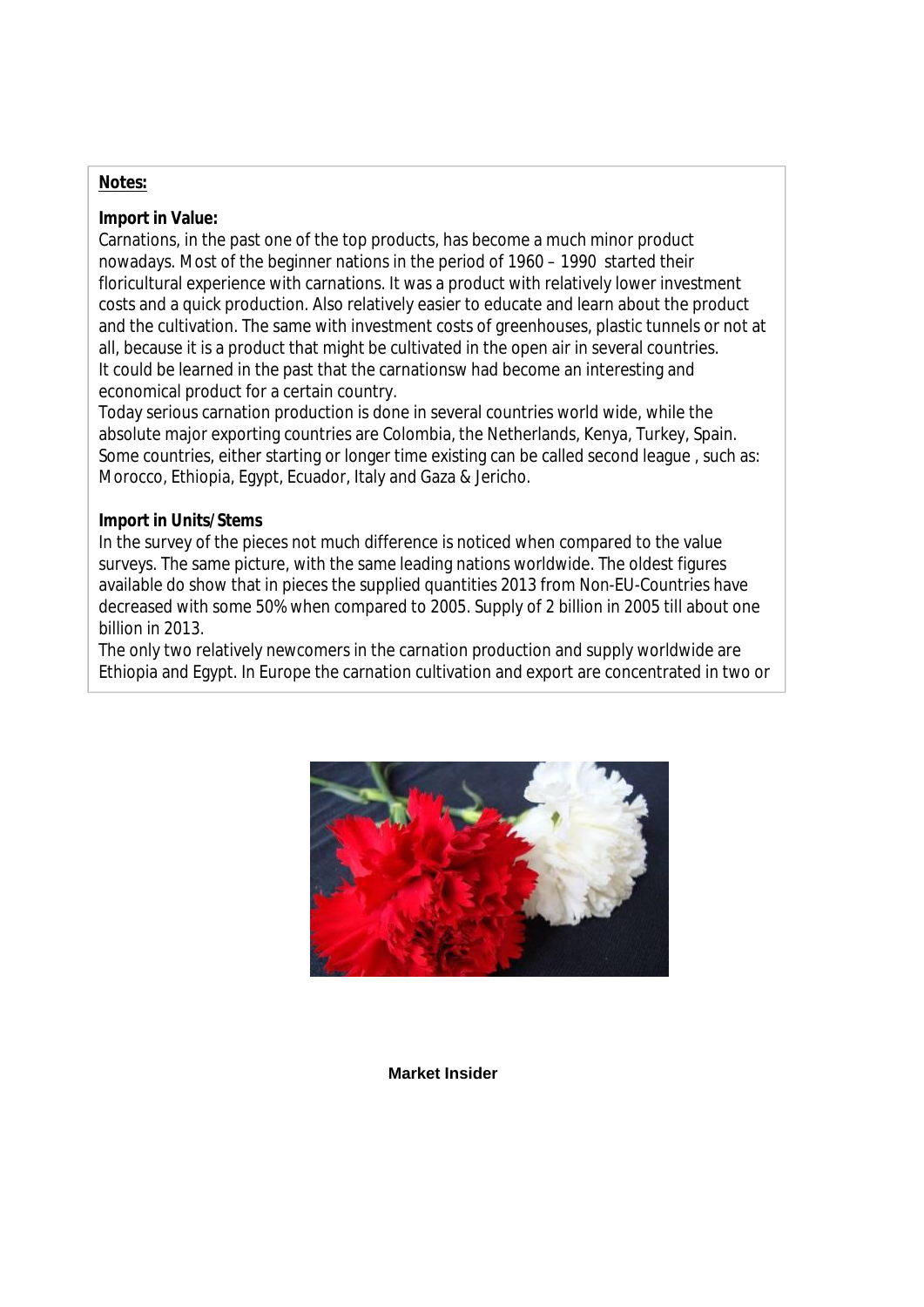**Notes:**

**Import in Value:**

Carnations, in the past one of the top products, has become a much minor product nowadays. Most of the beginner nations in the period of 1960 – 1990 started their floricultural experience with carnations. It was a product with relatively lower investment costs and a quick production. Also relatively easier to educate and learn about the product and the cultivation. The same with investment costs of greenhouses, plastic tunnels or not at all, because it is a product that might be cultivated in the open air in several countries. It could be learned in the past that the carnationsw had become an interesting and economical product for a certain country.

Today serious carnation production is done in several countries world wide, while the absolute major exporting countries are Colombia, the Netherlands, Kenya, Turkey, Spain. Some countries, either starting or longer time existing can be called second league , such as: Morocco, Ethiopia, Egypt, Ecuador, Italy and Gaza & Jericho.

**Import in Units/Stems**

In the survey of the pieces not much difference is noticed when compared to the value surveys. The same picture, with the same leading nations worldwide. The oldest figures available do show that in pieces the supplied quantities 2013 from Non-EU-Countries have decreased with some 50% when compared to 2005. Supply of 2 billion in 2005 till about one billion in 2013.

The only two relatively newcomers in the carnation production and supply worldwide are Ethiopia and Egypt. In Europe the carnation cultivation and export are concentrated in two or